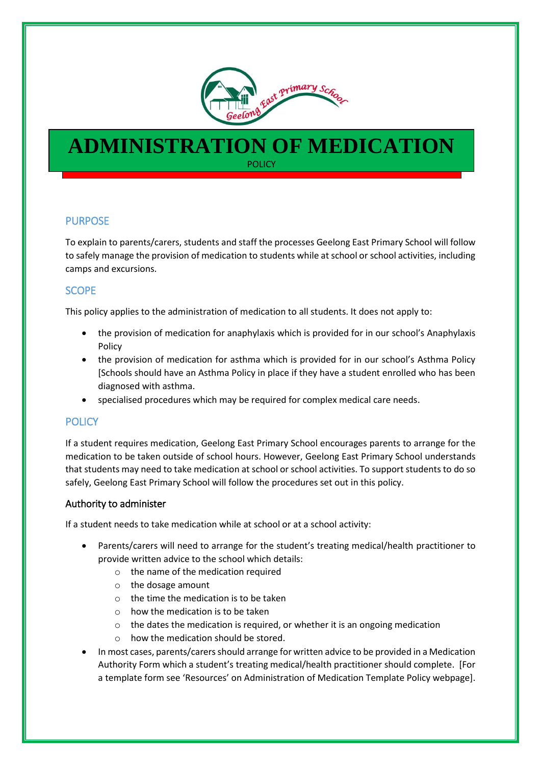# ADMINISTRATION OF MEDICATION

POLICY

## PURPOSE

To explain to parents/carers, students and staff the processes Geelong East Primary School will follow to safely manage the provision of medication to students while at school or school activities, including camps and excursions.

## SCOPE

This policy applies to the administration of medication to all students. It does not apply to:

- the provision of medication for anaphylaxis which is provided for in our school's Anaphylaxis Policy
- the provision of medication for asthma which is provided for in our school's Asthma Policy [Schools should have an Asthma Policy in place if they have a student enrolled who has been diagnosed with asthma.
- specialised procedures which may be required for complex medical care needs.

## POLICY

If a student requires medication, Geelong East Primary School encourages parents to arrange for the medication to be taken outside of school hours. However, Geelong East Primary School understands that students may need to take medication at school or school activities. To support students to do so safely, Geelong East Primary School will follow the procedures set out in this policy.

### Authority to administer

If a student needs to take medication while at school or at a school activity:

- Parents/carers will need to arrange for the student's treating medical/health practitioner to provide written advice to the school which details:
    - the name of the medication required
    - the dosage amount
    - the time the medication is to be taken
    - how the medication is to be taken
    - the dates the medication is required, or whether it is an ongoing medication
    - how the medication should be stored.
- In most cases, parents/carers should arrange for written advice to be provided in a Medication Authority Form which a student's treating medical/health practitioner should complete. [For a template form see 'Resources' on Administration of Medication Template Policy webpage].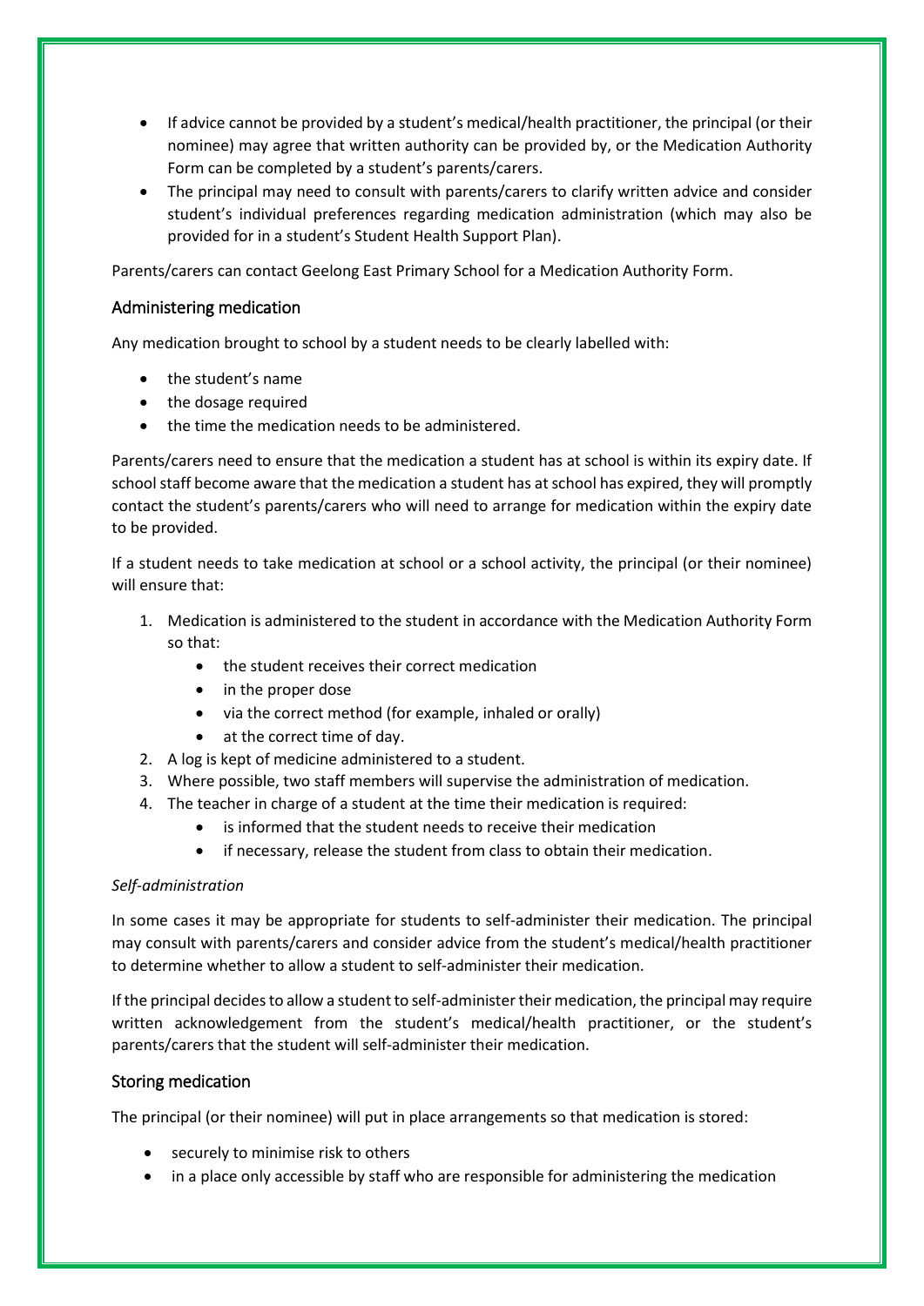- If advice cannot be provided by a student's medical/health practitioner, the principal (or their nominee) may agree that written authority can be provided by, or the Medication Authority Form can be completed by a student's parents/carers.
- The principal may need to consult with parents/carers to clarify written advice and consider student's individual preferences regarding medication administration (which may also be provided for in a student's Student Health Support Plan).

Parents/carers can contact Geelong East Primary School for a Medication Authority Form.

### Administering medication

Any medication brought to school by a student needs to be clearly labelled with:

- the student's name
- the dosage required
- the time the medication needs to be administered.

Parents/carers need to ensure that the medication a student has at school is within its expiry date. If school staff become aware that the medication a student has at school has expired, they will promptly contact the student's parents/carers who will need to arrange for medication within the expiry date to be provided.

If a student needs to take medication at school or a school activity, the principal (or their nominee) will ensure that:

1. Medication is administered to the student in accordance with the Medication Authority Form so that:
   - the student receives their correct medication
   - in the proper dose
   - via the correct method (for example, inhaled or orally)
   - at the correct time of day.
2. A log is kept of medicine administered to a student.
3. Where possible, two staff members will supervise the administration of medication.
4. The teacher in charge of a student at the time their medication is required:
   - is informed that the student needs to receive their medication
   - if necessary, release the student from class to obtain their medication.

*Self-administration*

In some cases it may be appropriate for students to self-administer their medication. The principal may consult with parents/carers and consider advice from the student's medical/health practitioner to determine whether to allow a student to self-administer their medication.

If the principal decides to allow a student to self-administer their medication, the principal may require written acknowledgement from the student's medical/health practitioner, or the student's parents/carers that the student will self-administer their medication.

### Storing medication

The principal (or their nominee) will put in place arrangements so that medication is stored:

- securely to minimise risk to others
- in a place only accessible by staff who are responsible for administering the medication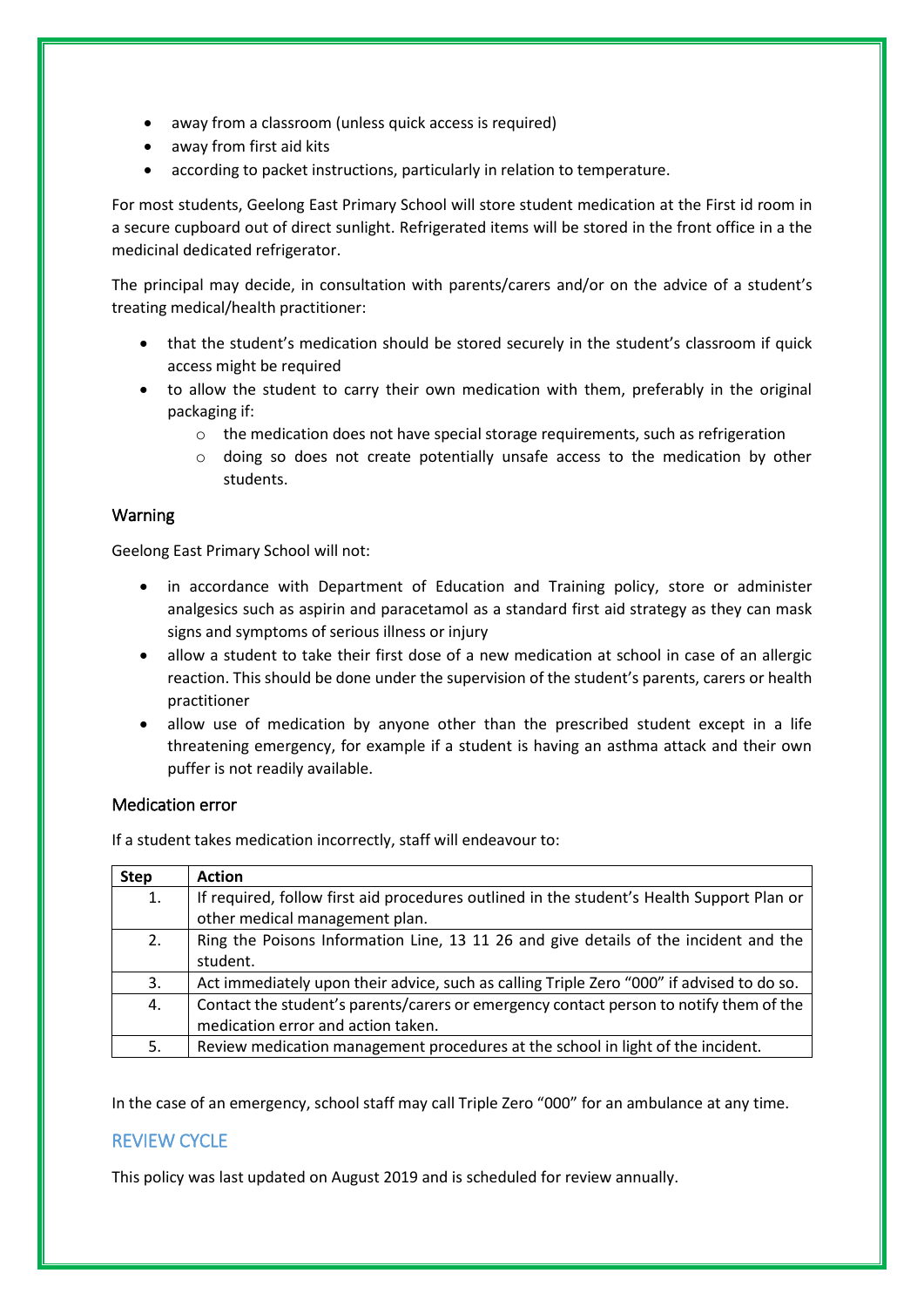- away from a classroom (unless quick access is required)
- away from first aid kits
- according to packet instructions, particularly in relation to temperature.

For most students, Geelong East Primary School will store student medication at the First id room in a secure cupboard out of direct sunlight. Refrigerated items will be stored in the front office in a the medicinal dedicated refrigerator.

The principal may decide, in consultation with parents/carers and/or on the advice of a student's treating medical/health practitioner:

- that the student's medication should be stored securely in the student's classroom if quick access might be required
- to allow the student to carry their own medication with them, preferably in the original packaging if:
  - the medication does not have special storage requirements, such as refrigeration
  - doing so does not create potentially unsafe access to the medication by other students.

### Warning

Geelong East Primary School will not:

- in accordance with Department of Education and Training policy, store or administer analgesics such as aspirin and paracetamol as a standard first aid strategy as they can mask signs and symptoms of serious illness or injury
- allow a student to take their first dose of a new medication at school in case of an allergic reaction. This should be done under the supervision of the student's parents, carers or health practitioner
- allow use of medication by anyone other than the prescribed student except in a life threatening emergency, for example if a student is having an asthma attack and their own puffer is not readily available.

### Medication error

If a student takes medication incorrectly, staff will endeavour to:

| Step | Action |
|---|---|
| 1. | If required, follow first aid procedures outlined in the student's Health Support Plan or other medical management plan. |
| 2. | Ring the Poisons Information Line, 13 11 26 and give details of the incident and the student. |
| 3. | Act immediately upon their advice, such as calling Triple Zero "000" if advised to do so. |
| 4. | Contact the student's parents/carers or emergency contact person to notify them of the medication error and action taken. |
| 5. | Review medication management procedures at the school in light of the incident. |

In the case of an emergency, school staff may call Triple Zero "000" for an ambulance at any time.

## REVIEW CYCLE

This policy was last updated on August 2019 and is scheduled for review annually.